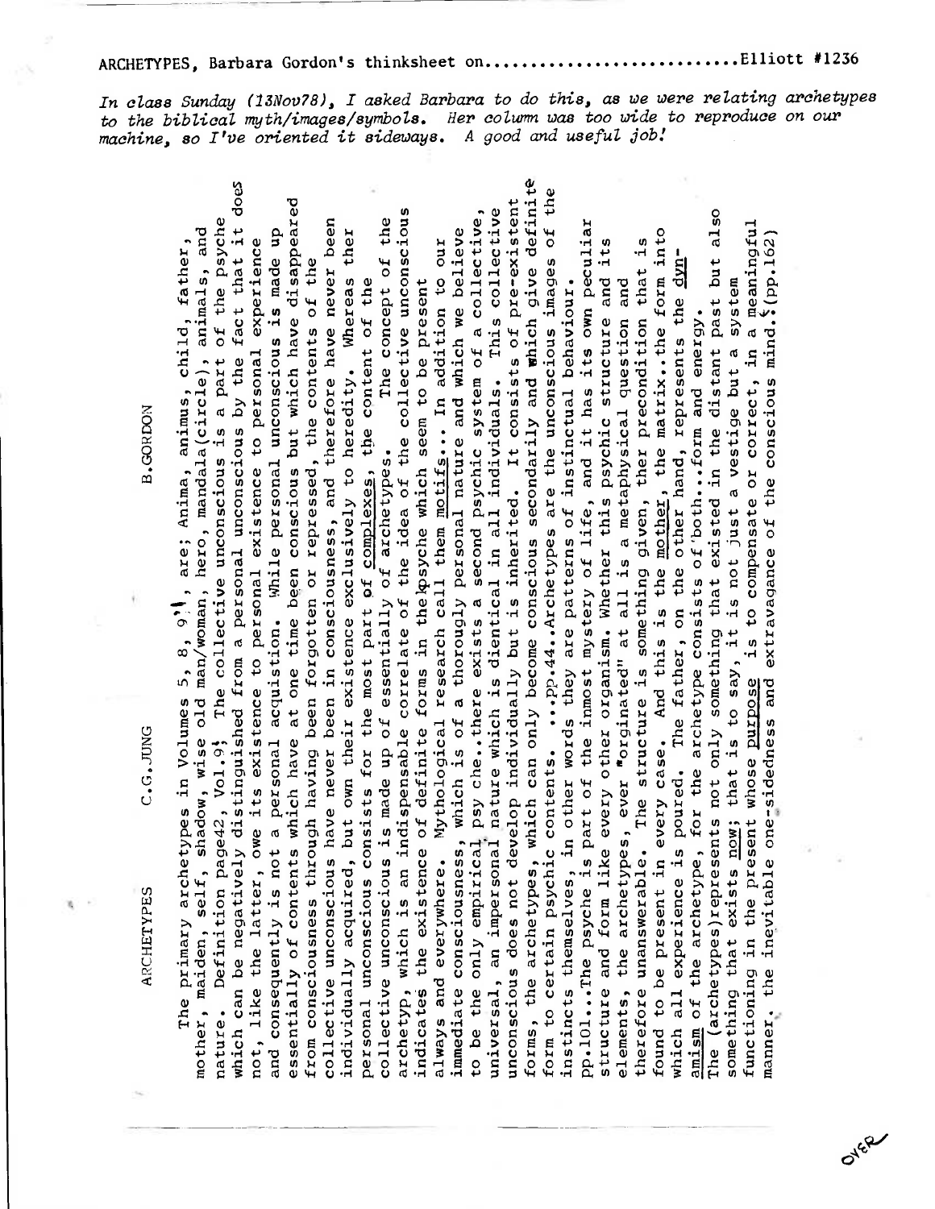ARCHETYPES, Barbara Gordon's thinksheet on............................Elliott #1236

*In class Sunday (13Nov78), I asked Barbara to do this, as we were relating archetypes to the biblical myth/images/symbols. Her column was too wide to reproduce on our machine, so I've oriented it sideways. A good and useful job!*

ARCHETYPES &nbsp;&nbsp;&nbsp;&nbsp; C.G.JUNG &nbsp;&nbsp;&nbsp;&nbsp; B.GORDON

The primary archetypes in Volumes 5, 8, 9¹, are; Anima, animus, child, father, mother, maiden, self, shadow, wise old man/woman, hero, mandala(circle), animals, and nature. Definition page42, Vol.9¹ The collective unconscious is a part of the psyche which can be negatively distinguished from a personal unconscious by the fact that it does not, like the latter, owe its existence to personal experience and consequently is not a personal acquistion. While personal unconscious is made up essentially of contents which have at one time been conscious but which have disappeared from consciousness through having been forgotten or repressed, the contents of the collective unconscious have never been in consciousness, and therefore have never been individually acquired, but own their existence exclusively to heredity. Whereas ther personal unconscious consists for the most part of complexes, the content of the collective unconscious is made up of essentially of archetypes. The concept of the archetyp, which is an indispensable correlate of the idea of the collective unconscious indicates the existence of definite forms in the psyche which seem to be present always and everywhere. Mythological research call them motifs... In addition to our immediate consciousness, which is of a thoroughly personal nature and which we believe to be the only empirical psy che..there exists a second psychic system of a collective, universal, an impersonal nature which is dientical in all individuals. This collective unconscious does not develop individually but is inherited. It consists of pre-existent forms, the archetypes, which can only become conscious secondarily and which give definite form to certain psychic contents. ...pp.44..Archetypes are the unconscious images of the instincts themselves, in other words they are patterns of instinctual behaviour. pp.101...The psyche is part of the inmost mystery of life, and it has its own peculiar structure and form like every other organism. Whether this psychic structure and its elements, the archetypes, ever "orginated" at all is a metaphysical question and therefore unanswerable. The structure is something given, ther precondition that is found to be present in every case. And this is the mother, the matrix..the form into which all experience is poured. The father, on the other hand, represents the dynamism of the archetype, for the archetype consists of'both...form and energy. The (archetypes)represents not only something that existed in the distant past but also something that exists now; that is to say, it is not just a vestige but a system functioning in the present whose purpose is to compensate or correct, in a meaningful manner, the inevitable one-sidedness and extravagance of the conscious mind.¹(pp.162)

OVER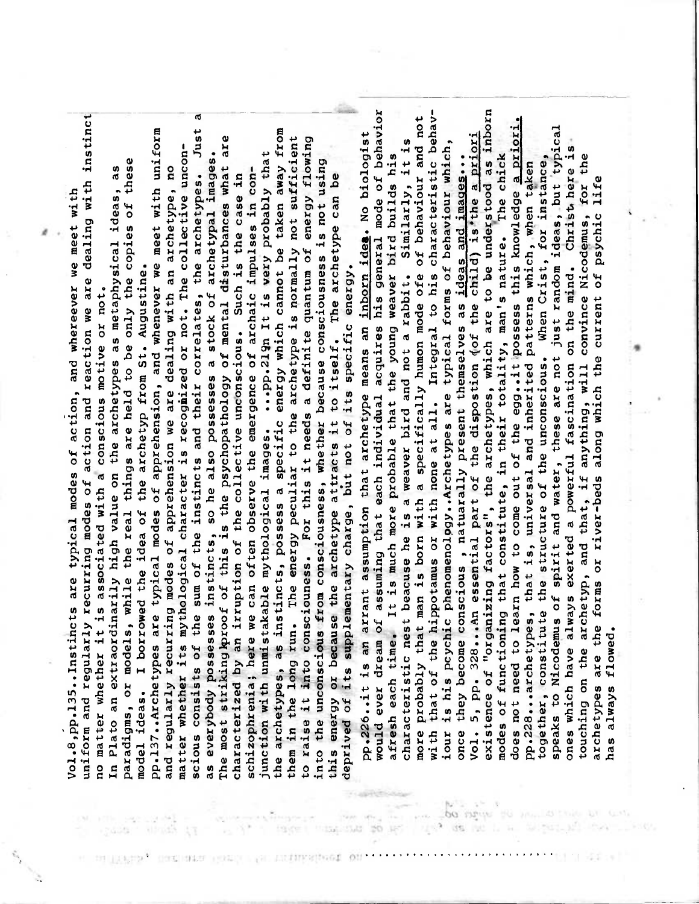Vol.8,pp.135..Instincts are typical modes of action, and whereever we meet with uniform and regularly recurring modes of action and reaction we are dealing with instinct no matter whether it is associated with a conscious motive or not.
In Plato an extraordinarily high value on the archetypes as metaphysical ideas, as paradigms, or models, while the real things are held to be only the copies of these model ideas. I borrowed the idea of the archetyp from St. Augustine.
pp.137..Archetypes are typical modes of apprehension, and whenever we meet with uniform and regularly recurring modes of apprehension we are dealing with an archetype, no matter whether its mythological character is recognized or not. The collective unconscious consists of the sum of the instincts and their correlates, the archetypes. Just as everybody possesses instincts, so he also possesses a stock of archetypal images. The most striking proof of this is the psychopathology of mental disturbances what are characterized by an irruption of the collective unconscious. Such is the case in schizophrenia; here we can often observe the emergence of archaic impulses in conjunction with unmistakable mythological images. ...pp.219n It is very probably that the archetypes, as instincts, possess a specific energy which cannot be taken away from them in the long run. The energy peculiar to the archetype is normally not sufficient to raise it into consciouness. For this it needs a definite quantum of energy flowing into the unconscious from consciousness, whether because consciousness is not using this energy or because the archetype attracts it to itself. The archetype can be deprived of its supplementary charge, but not of its specific energy.

pp.226..it is an arrant assumption that archetype means an <u>inborn idea</u>. No biologist would ever dream of assuming that each individual acquires his general mode of behavior afresh each time. It is much more probable that the young weaver bird builds his characteristic nest beacuse he is a weaver bird and not a rabbit. Similarly, it is more probably that man is born with a specifically humon mode ofe of behaviour and not with that of the hippotamus or with none at all. Integral to his characteristic behaviour is his pcychic phenomenology..Archetypes are typical forms of behaviour which, once they become conscious , natuarally present themselves as <u>ideas and images</u>...
Vol. 5, pp. 328...An essential part of the disposition (of the child) is the <u>a priori</u> existence of "organizing factors", the archetypes, which are to be understood as inborn modes of functioning that constitute, in their totality, man's nature. The chick does not need to learn how to come out of the egg..it possess this knowledge <u>a priori.</u>
pp.228...archetypes, that is, universal and inherited patterns which, when taken together, constitute the structure of the unconscious. When Crist, for instance, speaks to Nicodemus of spirit and water, these are not just random ideas, but typical ones which have always exerted a powerful fascination on the mind. Christ here is touching on the archetyp, and that, if anything, will convince Nicodemus, for the archetypes are the forms or river-beds along which the current of psychic life has always flowed.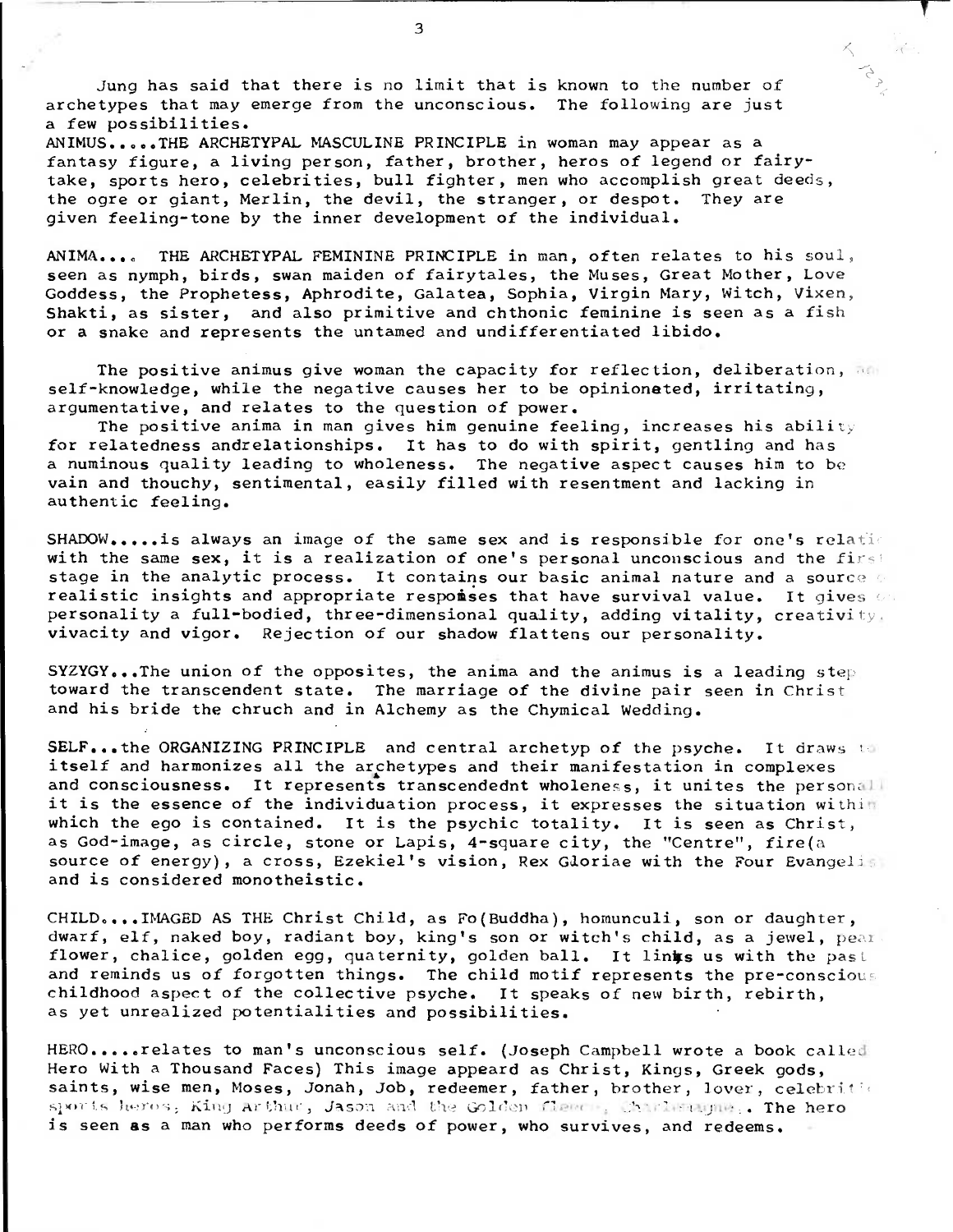Jung has said that there is no limit that is known to the number of archetypes that may emerge from the unconscious. The following are just a few possibilities.

ANIMUS.....THE ARCHETYPAL MASCULINE PRINCIPLE in woman may appear as a fantasy figure, a living person, father, brother, heros of legend or fairy-take, sports hero, celebrities, bull fighter, men who accomplish great deeds, the ogre or giant, Merlin, the devil, the stranger, or despot. They are given feeling-tone by the inner development of the individual.

ANIMA.... THE ARCHETYPAL FEMININE PRINCIPLE in man, often relates to his soul, seen as nymph, birds, swan maiden of fairytales, the Muses, Great Mother, Love Goddess, the Prophetess, Aphrodite, Galatea, Sophia, Virgin Mary, Witch, Vixen, Shakti, as sister, and also primitive and chthonic feminine is seen as a fish or a snake and represents the untamed and undifferentiated libido.

The positive animus give woman the capacity for reflection, deliberation, and self-knowledge, while the negative causes her to be opinionated, irritating, argumentative, and relates to the question of power.

The positive anima in man gives him genuine feeling, increases his ability for relatedness andrelationships. It has to do with spirit, gentling and has a numinous quality leading to wholeness. The negative aspect causes him to be vain and thouchy, sentimental, easily filled with resentment and lacking in authentic feeling.

SHADOW.....is always an image of the same sex and is responsible for one's relation with the same sex, it is a realization of one's personal unconscious and the first stage in the analytic process. It contains our basic animal nature and a source of realistic insights and appropriate responses that have survival value. It gives our personality a full-bodied, three-dimensional quality, adding vitality, creativity, vivacity and vigor. Rejection of our shadow flattens our personality.

SYZYGY...The union of the opposites, the anima and the animus is a leading step toward the transcendent state. The marriage of the divine pair seen in Christ and his bride the chruch and in Alchemy as the Chymical Wedding.

SELF...the ORGANIZING PRINCIPLE and central archetyp of the psyche. It draws to itself and harmonizes all the archetypes and their manifestation in complexes and consciousness. It represents transcendednt wholeness, it unites the personal, it is the essence of the individuation process, it expresses the situation within which the ego is contained. It is the psychic totality. It is seen as Christ, as God-image, as circle, stone or Lapis, 4-square city, the "Centre", fire(a source of energy), a cross, Ezekiel's vision, Rex Gloriae with the Four Evangelists and is considered monotheistic.

CHILD....IMAGED AS THE Christ Child, as Fo(Buddha), homunculi, son or daughter, dwarf, elf, naked boy, radiant boy, king's son or witch's child, as a jewel, pearl, flower, chalice, golden egg, quaternity, golden ball. It links us with the past and reminds us of forgotten things. The child motif represents the pre-conscious childhood aspect of the collective psyche. It speaks of new birth, rebirth, as yet unrealized potentialities and possibilities.

HERO.....relates to man's unconscious self. (Joseph Campbell wrote a book called Hero With a Thousand Faces) This image appeard as Christ, Kings, Greek gods, saints, wise men, Moses, Jonah, Job, redeemer, father, brother, lover, celebrities, sports heros, King Arthur, Jason and the Golden Fleece, Charlemagne. The hero is seen as a man who performs deeds of power, who survives, and redeems.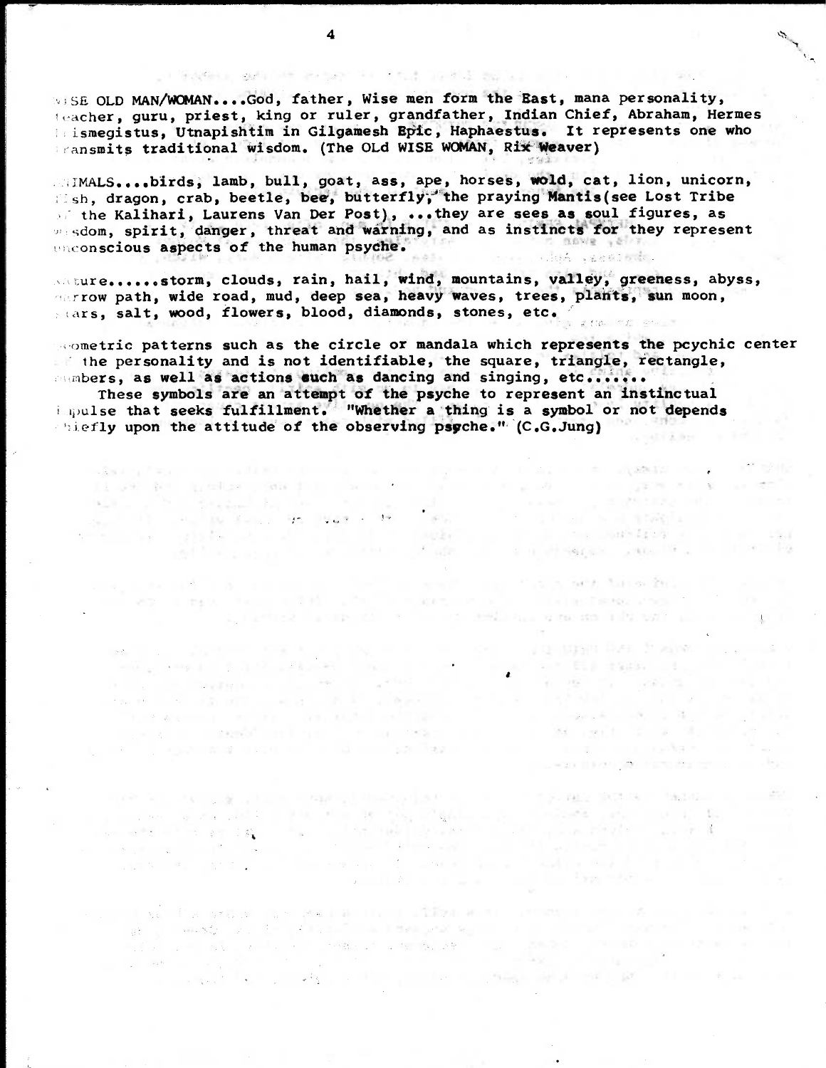WISE OLD MAN/WOMAN....God, father, Wise men form the East, mana personality, teacher, guru, priest, king or ruler, grandfather, Indian Chief, Abraham, Hermes Trismegistus, Utnapishtim in Gilgamesh Epic, Haphaestus. It represents one who transmits traditional wisdom. (The OLd WISE WOMAN, Rix Weaver)

ANIMALS....birds, lamb, bull, goat, ass, ape, horses, wold, cat, lion, unicorn, fish, dragon, crab, beetle, bee, butterfly, the praying Mantis(see Lost Tribe of the Kalihari, Laurens Van Der Post), ...they are sees as soul figures, as wisdom, spirit, danger, threat and warning, and as instincts for they represent unconscious aspects of the human psyche.

Nature......storm, clouds, rain, hail, wind, mountains, valley, greeness, abyss, narrow path, wide road, mud, deep sea, heavy waves, trees, plants, sun moon, stars, salt, wood, flowers, blood, diamonds, stones, etc.

Geometric patterns such as the circle or mandala which represents the pcychic center of the personality and is not identifiable, the square, triangle, rectangle, numbers, as well as actions such as dancing and singing, etc.......

These symbols are an attempt of the psyche to represent an instinctual impulse that seeks fulfillment. "Whether a thing is a symbol or not depends chiefly upon the attitude of the observing psyche." (C.G.Jung)